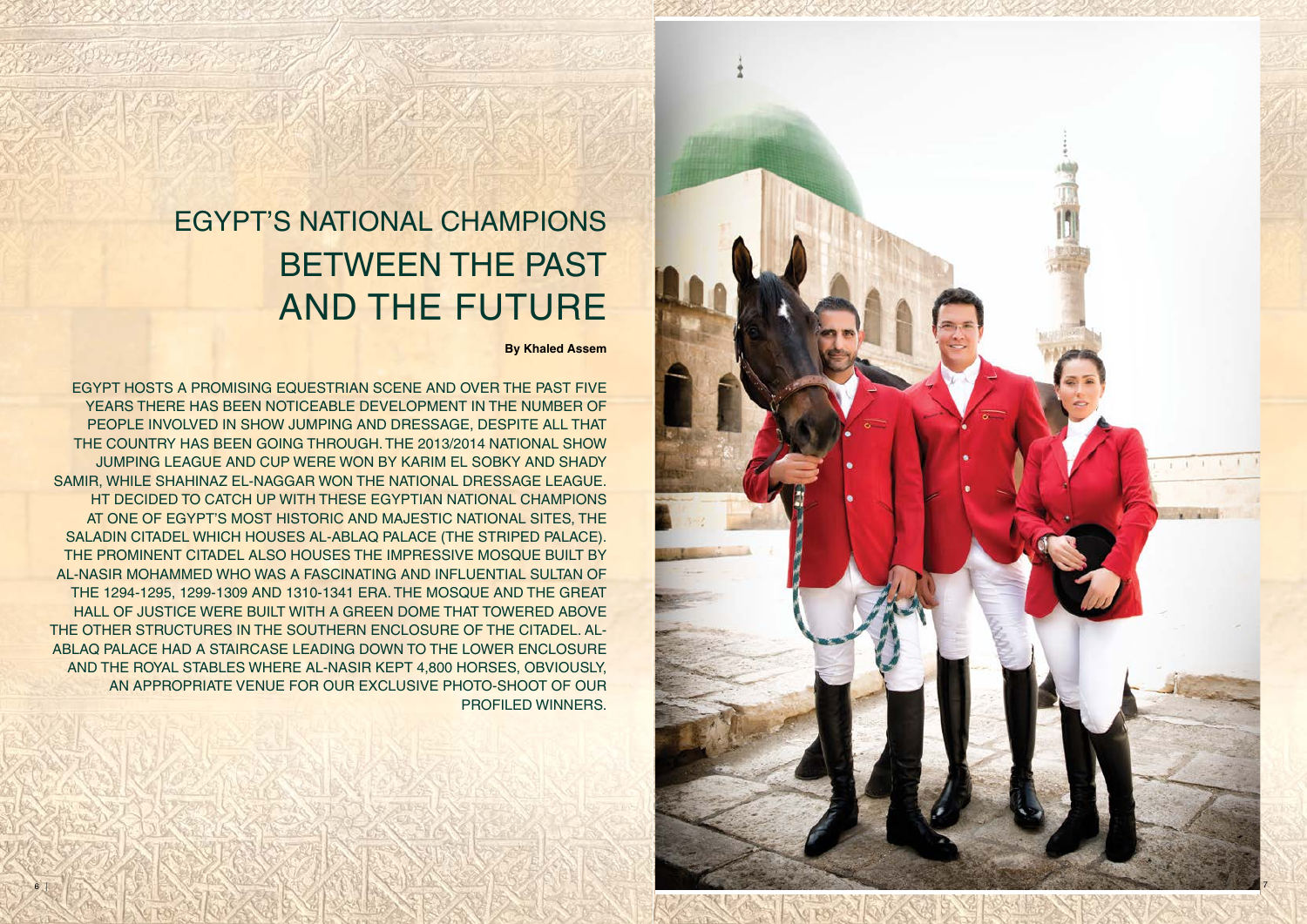# EGYPT'S NATIONAL CHAMPIONS BETWEEN THE PAST AND THE FUTURE

**By Khaled Assem**

EGYPT HOSTS A PROMISING EQUESTRIAN SCENE AND OVER THE PAST FIVE YEARS THERE HAS BEEN NOTICEABLE DEVELOPMENT IN THE NUMBER OF PEOPLE INVOLVED IN SHOW JUMPING AND DRESSAGE, DESPITE ALL THAT THE COUNTRY HAS BEEN GOING THROUGH. THE 2013/2014 NATIONAL SHOW JUMPING LEAGUE AND CUP WERE WON BY KARIM EL SOBKY AND SHADY SAMIR, WHILE SHAHINAZ EL-NAGGAR WON THE NATIONAL DRESSAGE LEAGUE. HT DECIDED TO CATCH UP WITH THESE EGYPTIAN NATIONAL CHAMPIONS AT ONE OF EGYPT'S MOST HISTORIC AND MAJESTIC NATIONAL SITES, THE SALADIN CITADEL WHICH HOUSES AL-ABLAQ PALACE (THE STRIPED PALACE). THE PROMINENT CITADEL ALSO HOUSES THE IMPRESSIVE MOSQUE BUILT BY AL-NASIR MOHAMMED WHO WAS A FASCINATING AND INFLUENTIAL SULTAN OF THE 1294-1295, 1299-1309 AND 1310-1341 ERA. THE MOSQUE AND THE GREAT HALL OF JUSTICE WERE BUILT WITH A GREEN DOME THAT TOWERED ABOVE THE OTHER STRUCTURES IN THE SOUTHERN ENCLOSURE OF THE CITADEL. AL-ABLAQ PALACE HAD A STAIRCASE LEADING DOWN TO THE LOWER ENCLOSURE AND THE ROYAL STABLES WHERE AL-NASIR KEPT 4,800 HORSES, OBVIOUSLY, AN APPROPRIATE VENUE FOR OUR EXCLUSIVE PHOTO-SHOOT OF OUR PROFILED WINNERS.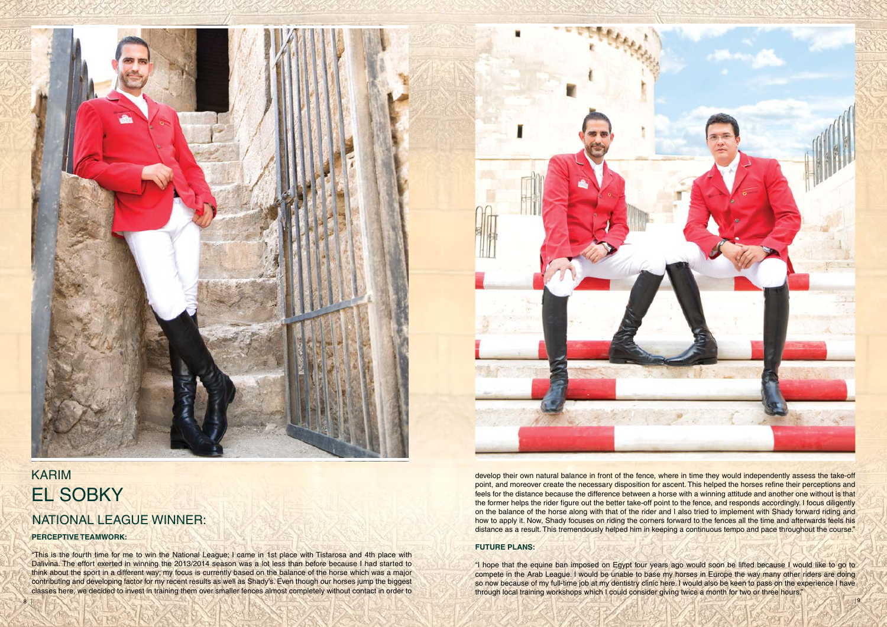# KARIM
# EL SOBKY

## NATIONAL LEAGUE WINNER:

**PERCEPTIVE TEAMWORK:**

"This is the fourth time for me to win the National League; I came in 1st place with Tistarosa and 4th place with Dalivina. The effort exerted in winning the 2013/2014 season was a lot less than before because I had started to think about the sport in a different way; my focus is currently based on the balance of the horse which was a major contributing and developing factor for my recent results as well as Shady's. Even though our horses jump the biggest classes here, we decided to invest in training them over smaller fences almost completely without contact in order to develop their own natural balance in front of the fence, where in time they would independently assess the take-off point, and moreover create the necessary disposition for ascent. This helped the horses refine their perceptions and feels for the distance because the difference between a horse with a winning attitude and another one without is that the former helps the rider figure out the better take-off point to the fence, and responds accordingly. I focus diligently on the balance of the horse along with that of the rider and I also tried to implement with Shady forward riding and how to apply it. Now, Shady focuses on riding the corners forward to the fences all the time and afterwards feels his distance as a result. This tremendously helped him in keeping a continuous tempo and pace throughout the course."

**FUTURE PLANS:**

"I hope that the equine ban imposed on Egypt four years ago would soon be lifted because I would like to go to compete in the Arab League. I would be unable to base my horses in Europe the way many other riders are doing so now because of my full-time job at my dentistry clinic here. I would also be keen to pass on the experience I have through local training workshops which I could consider giving twice a month for two or three hours."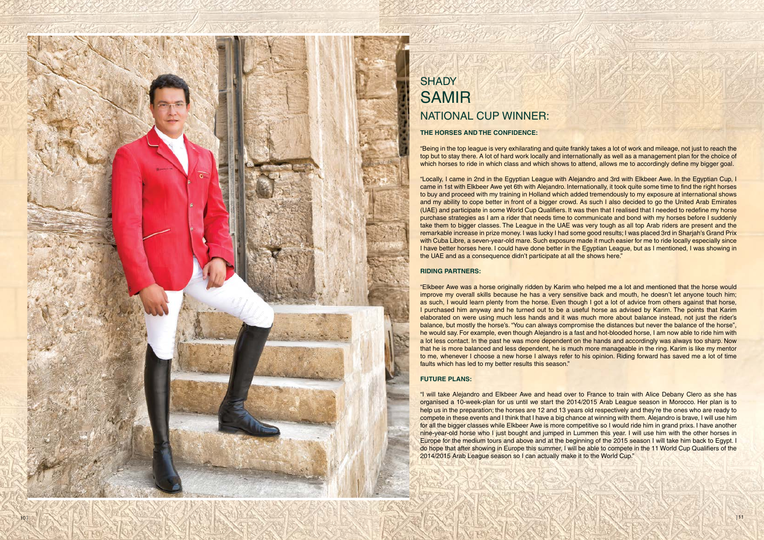# SHADY SAMIR

## NATIONAL CUP WINNER:

### THE HORSES AND THE CONFIDENCE:

"Being in the top league is very exhilarating and quite frankly takes a lot of work and mileage, not just to reach the top but to stay there. A lot of hard work locally and internationally as well as a management plan for the choice of which horses to ride in which class and which shows to attend, allows me to accordingly define my bigger goal.

"Locally, I came in 2nd in the Egyptian League with Alejandro and 3rd with Elkbeer Awe. In the Egyptian Cup, I came in 1st with Elkbeer Awe yet 6th with Alejandro. Internationally, it took quite some time to find the right horses to buy and proceed with my training in Holland which added tremendously to my exposure at international shows and my ability to cope better in front of a bigger crowd. As such I also decided to go the United Arab Emirates (UAE) and participate in some World Cup Qualifiers. It was then that I realised that I needed to redefine my horse purchase strategies as I am a rider that needs time to communicate and bond with my horses before I suddenly take them to bigger classes. The League in the UAE was very tough as all top Arab riders are present and the remarkable increase in prize money. I was lucky I had some good results; I was placed 3rd in Sharjah's Grand Prix with Cuba Libre, a seven-year-old mare. Such exposure made it much easier for me to ride locally especially since I have better horses here. I could have done better in the Egyptian League, but as I mentioned, I was showing in the UAE and as a consequence didn't participate at all the shows here."

### RIDING PARTNERS:

"Elkbeer Awe was a horse originally ridden by Karim who helped me a lot and mentioned that the horse would improve my overall skills because he has a very sensitive back and mouth, he doesn't let anyone touch him; as such, I would learn plenty from the horse. Even though I got a lot of advice from others against that horse, I purchased him anyway and he turned out to be a useful horse as advised by Karim. The points that Karim elaborated on were using much less hands and it was much more about balance instead, not just the rider's balance, but mostly the horse's. "You can always compromise the distances but never the balance of the horse", he would say. For example, even though Alejandro is a fast and hot-blooded horse, I am now able to ride him with a lot less contact. In the past he was more dependent on the hands and accordingly was always too sharp. Now that he is more balanced and less dependent, he is much more manageable in the ring. Karim is like my mentor to me, whenever I choose a new horse I always refer to his opinion. Riding forward has saved me a lot of time faults which has led to my better results this season."

### FUTURE PLANS:

"I will take Alejandro and Elkbeer Awe and head over to France to train with Alice Debany Clero as she has organised a 10-week-plan for us until we start the 2014/2015 Arab League season in Morocco. Her plan is to help us in the preparation; the horses are 12 and 13 years old respectively and they're the ones who are ready to compete in these events and I think that I have a big chance at winning with them. Alejandro is brave, I will use him for all the bigger classes while Elkbeer Awe is more competitive so I would ride him in grand prixs. I have another nine-year-old horse who I just bought and jumped in Lummen this year. I will use him with the other horses in Europe for the medium tours and above and at the beginning of the 2015 season I will take him back to Egypt. I do hope that after showing in Europe this summer, I will be able to compete in the 11 World Cup Qualifiers of the 2014/2015 Arab League season so I can actually make it to the World Cup."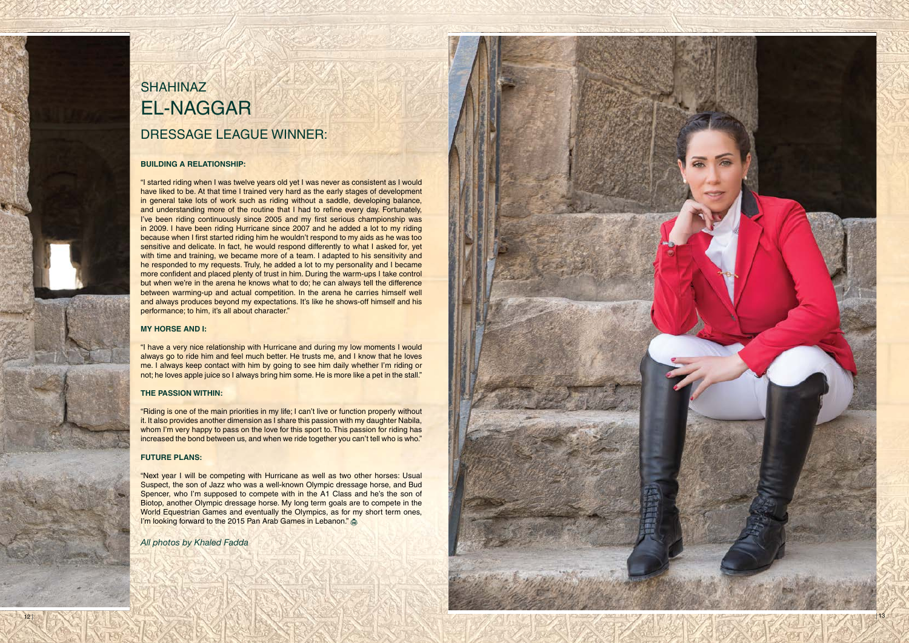# SHAHINAZ EL-NAGGAR

## DRESSAGE LEAGUE WINNER:

### BUILDING A RELATIONSHIP:

"I started riding when I was twelve years old yet I was never as consistent as I would have liked to be. At that time I trained very hard as the early stages of development in general take lots of work such as riding without a saddle, developing balance, and understanding more of the routine that I had to refine every day. Fortunately, I've been riding continuously since 2005 and my first serious championship was in 2009. I have been riding Hurricane since 2007 and he added a lot to my riding because when I first started riding him he wouldn't respond to my aids as he was too sensitive and delicate. In fact, he would respond differently to what I asked for, yet with time and training, we became more of a team. I adapted to his sensitivity and he responded to my requests. Truly, he added a lot to my personality and I became more confident and placed plenty of trust in him. During the warm-ups I take control but when we're in the arena he knows what to do; he can always tell the difference between warming-up and actual competition. In the arena he carries himself well and always produces beyond my expectations. It's like he shows-off himself and his performance; to him, it's all about character."

### MY HORSE AND I:

"I have a very nice relationship with Hurricane and during my low moments I would always go to ride him and feel much better. He trusts me, and I know that he loves me. I always keep contact with him by going to see him daily whether I'm riding or not; he loves apple juice so I always bring him some. He is more like a pet in the stall."

### THE PASSION WITHIN:

"Riding is one of the main priorities in my life; I can't live or function properly without it. It also provides another dimension as I share this passion with my daughter Nabila, whom I'm very happy to pass on the love for this sport to. This passion for riding has increased the bond between us, and when we ride together you can't tell who is who."

### FUTURE PLANS:

"Next year I will be competing with Hurricane as well as two other horses: Usual Suspect, the son of Jazz who was a well-known Olympic dressage horse, and Bud Spencer, who I'm supposed to compete with in the A1 Class and he's the son of Biotop, another Olympic dressage horse. My long term goals are to compete in the World Equestrian Games and eventually the Olympics, as for my short term ones, I'm looking forward to the 2015 Pan Arab Games in Lebanon."

*All photos by Khaled Fadda*